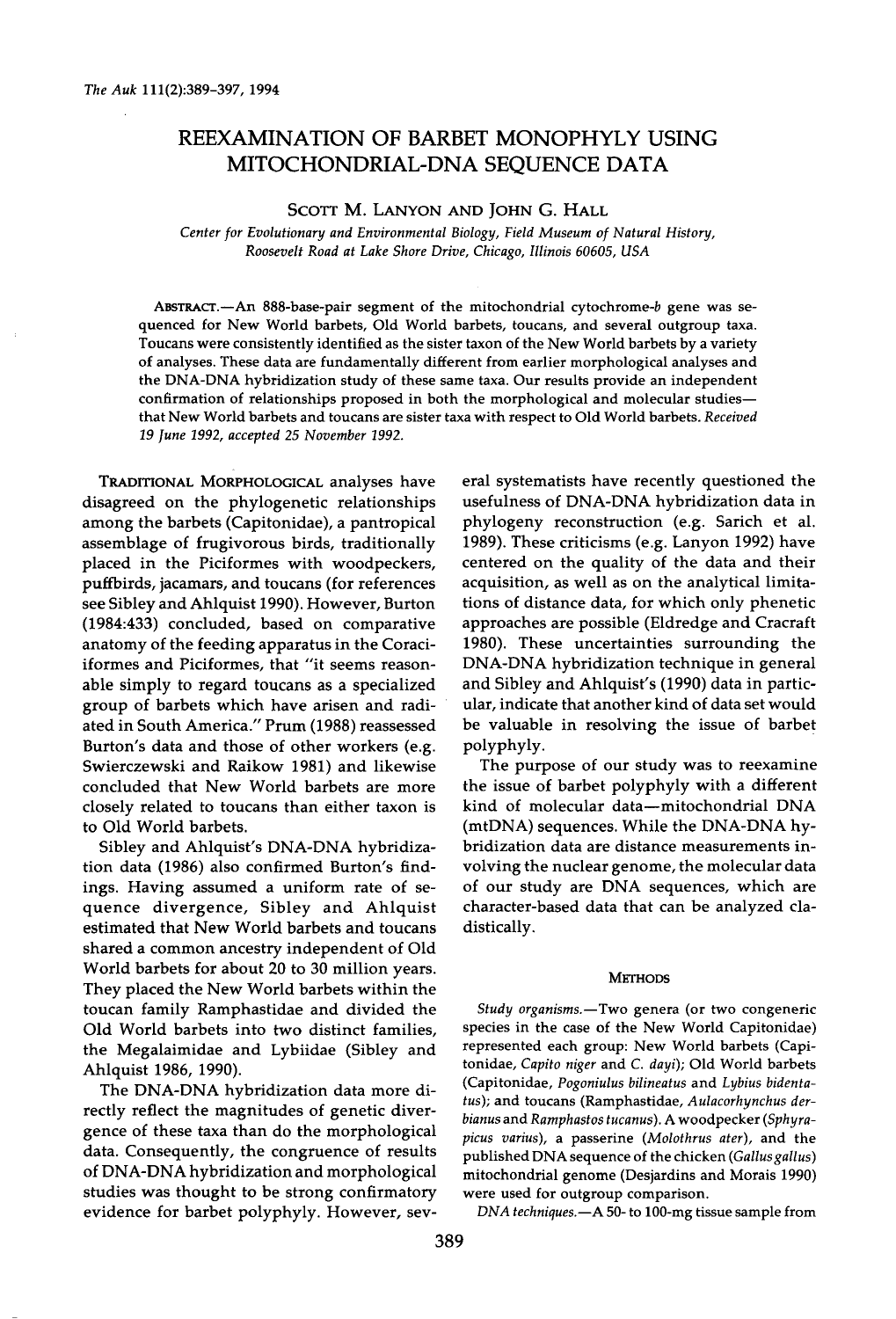# REEXAMINATION OF BARBET MONOPHYLY USING MITOCHONDRIAL-DNA SEQUENCE DATA

SCOTT M. LANYON AND JOHN G. HALL

*Center for Evolutionary and Environmental Biology, Field Museum of Natural History, Roosevelt Road at Lake Shore Drive, Chicago, Illinois 60605, USA*

ABSTRACT.—An 888-base-pair segment of the mitochondrial cytochrome-*b* gene was sequenced for New World barbets, Old World barbets, toucans, and several outgroup taxa. Toucans were consistently identified as the sister taxon of the New World barbets by a variety of analyses. These data are fundamentally different from earlier morphological analyses and the DNA-DNA hybridization study of these same taxa. Our results provide an independent confirmation of relationships proposed in both the morphological and molecular studies—that New World barbets and toucans are sister taxa with respect to Old World barbets. *Received 19 June 1992, accepted 25 November 1992.*

TRADITIONAL MORPHOLOGICAL analyses have disagreed on the phylogenetic relationships among the barbets (Capitonidae), a pantropical assemblage of frugivorous birds, traditionally placed in the Piciformes with woodpeckers, puffbirds, jacamars, and toucans (for references see Sibley and Ahlquist 1990). However, Burton (1984:433) concluded, based on comparative anatomy of the feeding apparatus in the Coraciiformes and Piciformes, that "it seems reasonable simply to regard toucans as a specialized group of barbets which have arisen and radiated in South America." Prum (1988) reassessed Burton's data and those of other workers (e.g. Swierczewski and Raikow 1981) and likewise concluded that New World barbets are more closely related to toucans than either taxon is to Old World barbets.

Sibley and Ahlquist's DNA-DNA hybridization data (1986) also confirmed Burton's findings. Having assumed a uniform rate of sequence divergence, Sibley and Ahlquist estimated that New World barbets and toucans shared a common ancestry independent of Old World barbets for about 20 to 30 million years. They placed the New World barbets within the toucan family Ramphastidae and divided the Old World barbets into two distinct families, the Megalaimidae and Lybiidae (Sibley and Ahlquist 1986, 1990).

The DNA-DNA hybridization data more directly reflect the magnitudes of genetic divergence of these taxa than do the morphological data. Consequently, the congruence of results of DNA-DNA hybridization and morphological studies was thought to be strong confirmatory evidence for barbet polyphyly. However, several systematists have recently questioned the usefulness of DNA-DNA hybridization data in phylogeny reconstruction (e.g. Sarich et al. 1989). These criticisms (e.g. Lanyon 1992) have centered on the quality of the data and their acquisition, as well as on the analytical limitations of distance data, for which only phenetic approaches are possible (Eldredge and Cracraft 1980). These uncertainties surrounding the DNA-DNA hybridization technique in general and Sibley and Ahlquist's (1990) data in particular, indicate that another kind of data set would be valuable in resolving the issue of barbet polyphyly.

The purpose of our study was to reexamine the issue of barbet polyphyly with a different kind of molecular data—mitochondrial DNA (mtDNA) sequences. While the DNA-DNA hybridization data are distance measurements involving the nuclear genome, the molecular data of our study are DNA sequences, which are character-based data that can be analyzed cladistically.

## METHODS

*Study organisms.*—Two genera (or two congeneric species in the case of the New World Capitonidae) represented each group: New World barbets (Capitonidae, *Capito niger* and *C. dayi*); Old World barbets (Capitonidae, *Pogoniulus bilineatus* and *Lybius bidentatus*); and toucans (Ramphastidae, *Aulacorhynchus derbianus* and *Ramphastos tucanus*). A woodpecker (*Sphyrapicus varius*), a passerine (*Molothrus ater*), and the published DNA sequence of the chicken (*Gallus gallus*) mitochondrial genome (Desjardins and Morais 1990) were used for outgroup comparison.

*DNA techniques.*—A 50- to 100-mg tissue sample from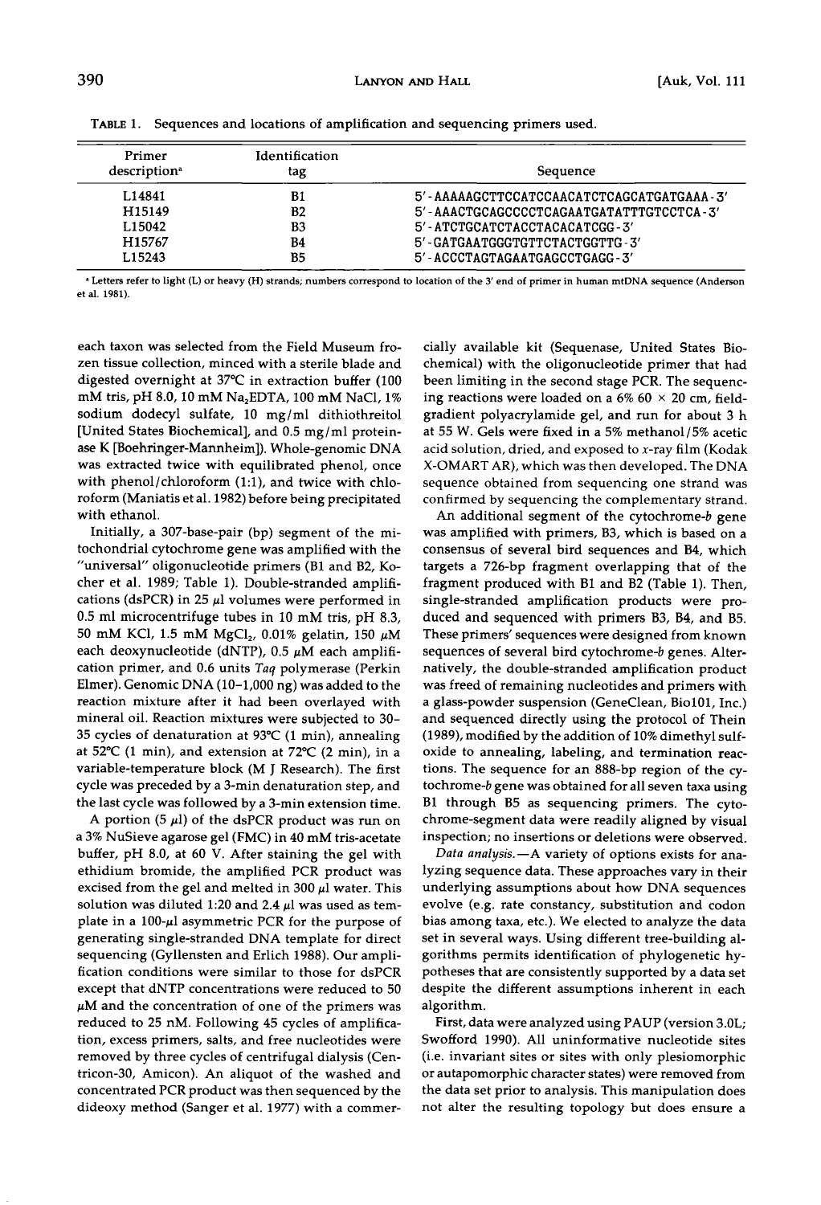TABLE 1. Sequences and locations of amplification and sequencing primers used.

| Primer description[a] | Identification tag | Sequence |
|---|---|---|
| L14841 | B1 | 5'-AAAAAGCTTCCATCCAACATCTCAGCATGATGAAA-3' |
| H15149 | B2 | 5'-AAACTGCAGCCCCTCAGAATGATATTTGTCCTCA-3' |
| L15042 | B3 | 5'-ATCTGCATCTACCTACACATCGG-3' |
| H15767 | B4 | 5'-GATGAATGGGTGTTCTACTGGTTG-3' |
| L15243 | B5 | 5'-ACCCTAGTAGAATGAGCCTGAGG-3' |

[a] Letters refer to light (L) or heavy (H) strands; numbers correspond to location of the 3' end of primer in human mtDNA sequence (Anderson et al. 1981).

each taxon was selected from the Field Museum frozen tissue collection, minced with a sterile blade and digested overnight at 37°C in extraction buffer (100 mM tris, pH 8.0, 10 mM $Na_2EDTA$, 100 mM NaCl, 1% sodium dodecyl sulfate, 10 mg/ml dithiothreitol [United States Biochemical], and 0.5 mg/ml proteinase K [Boehringer-Mannheim]). Whole-genomic DNA was extracted twice with equilibrated phenol, once with phenol/chloroform (1:1), and twice with chloroform (Maniatis et al. 1982) before being precipitated with ethanol.

Initially, a 307-base-pair (bp) segment of the mitochondrial cytochrome gene was amplified with the "universal" oligonucleotide primers (B1 and B2, Kocher et al. 1989; Table 1). Double-stranded amplifications (dsPCR) in 25 μl volumes were performed in 0.5 ml microcentrifuge tubes in 10 mM tris, pH 8.3, 50 mM KCl, 1.5 mM $MgCl_2$, 0.01% gelatin, 150 μM each deoxynucleotide (dNTP), 0.5 μM each amplification primer, and 0.6 units *Taq* polymerase (Perkin Elmer). Genomic DNA (10–1,000 ng) was added to the reaction mixture after it had been overlayed with mineral oil. Reaction mixtures were subjected to 30–35 cycles of denaturation at 93°C (1 min), annealing at 52°C (1 min), and extension at 72°C (2 min), in a variable-temperature block (M J Research). The first cycle was preceded by a 3-min denaturation step, and the last cycle was followed by a 3-min extension time.

A portion (5 μl) of the dsPCR product was run on a 3% NuSieve agarose gel (FMC) in 40 mM tris-acetate buffer, pH 8.0, at 60 V. After staining the gel with ethidium bromide, the amplified PCR product was excised from the gel and melted in 300 μl water. This solution was diluted 1:20 and 2.4 μl was used as template in a 100-μl asymmetric PCR for the purpose of generating single-stranded DNA template for direct sequencing (Gyllensten and Erlich 1988). Our amplification conditions were similar to those for dsPCR except that dNTP concentrations were reduced to 50 μM and the concentration of one of the primers was reduced to 25 nM. Following 45 cycles of amplification, excess primers, salts, and free nucleotides were removed by three cycles of centrifugal dialysis (Centricon-30, Amicon). An aliquot of the washed and concentrated PCR product was then sequenced by the dideoxy method (Sanger et al. 1977) with a commercially available kit (Sequenase, United States Biochemical) with the oligonucleotide primer that had been limiting in the second stage PCR. The sequencing reactions were loaded on a 6% 60 × 20 cm, field-gradient polyacrylamide gel, and run for about 3 h at 55 W. Gels were fixed in a 5% methanol/5% acetic acid solution, dried, and exposed to x-ray film (Kodak X-OMART AR), which was then developed. The DNA sequence obtained from sequencing one strand was confirmed by sequencing the complementary strand.

An additional segment of the cytochrome-*b* gene was amplified with primers, B3, which is based on a consensus of several bird sequences and B4, which targets a 726-bp fragment overlapping that of the fragment produced with B1 and B2 (Table 1). Then, single-stranded amplification products were produced and sequenced with primers B3, B4, and B5. These primers' sequences were designed from known sequences of several bird cytochrome-*b* genes. Alternatively, the double-stranded amplification product was freed of remaining nucleotides and primers with a glass-powder suspension (GeneClean, Bio101, Inc.) and sequenced directly using the protocol of Thein (1989), modified by the addition of 10% dimethyl sulfoxide to annealing, labeling, and termination reactions. The sequence for an 888-bp region of the cytochrome-*b* gene was obtained for all seven taxa using B1 through B5 as sequencing primers. The cytochrome-segment data were readily aligned by visual inspection; no insertions or deletions were observed.

*Data analysis.*—A variety of options exists for analyzing sequence data. These approaches vary in their underlying assumptions about how DNA sequences evolve (e.g. rate constancy, substitution and codon bias among taxa, etc.). We elected to analyze the data set in several ways. Using different tree-building algorithms permits identification of phylogenetic hypotheses that are consistently supported by a data set despite the different assumptions inherent in each algorithm.

First, data were analyzed using PAUP (version 3.0L; Swofford 1990). All uninformative nucleotide sites (i.e. invariant sites or sites with only plesiomorphic or autapomorphic character states) were removed from the data set prior to analysis. This manipulation does not alter the resulting topology but does ensure a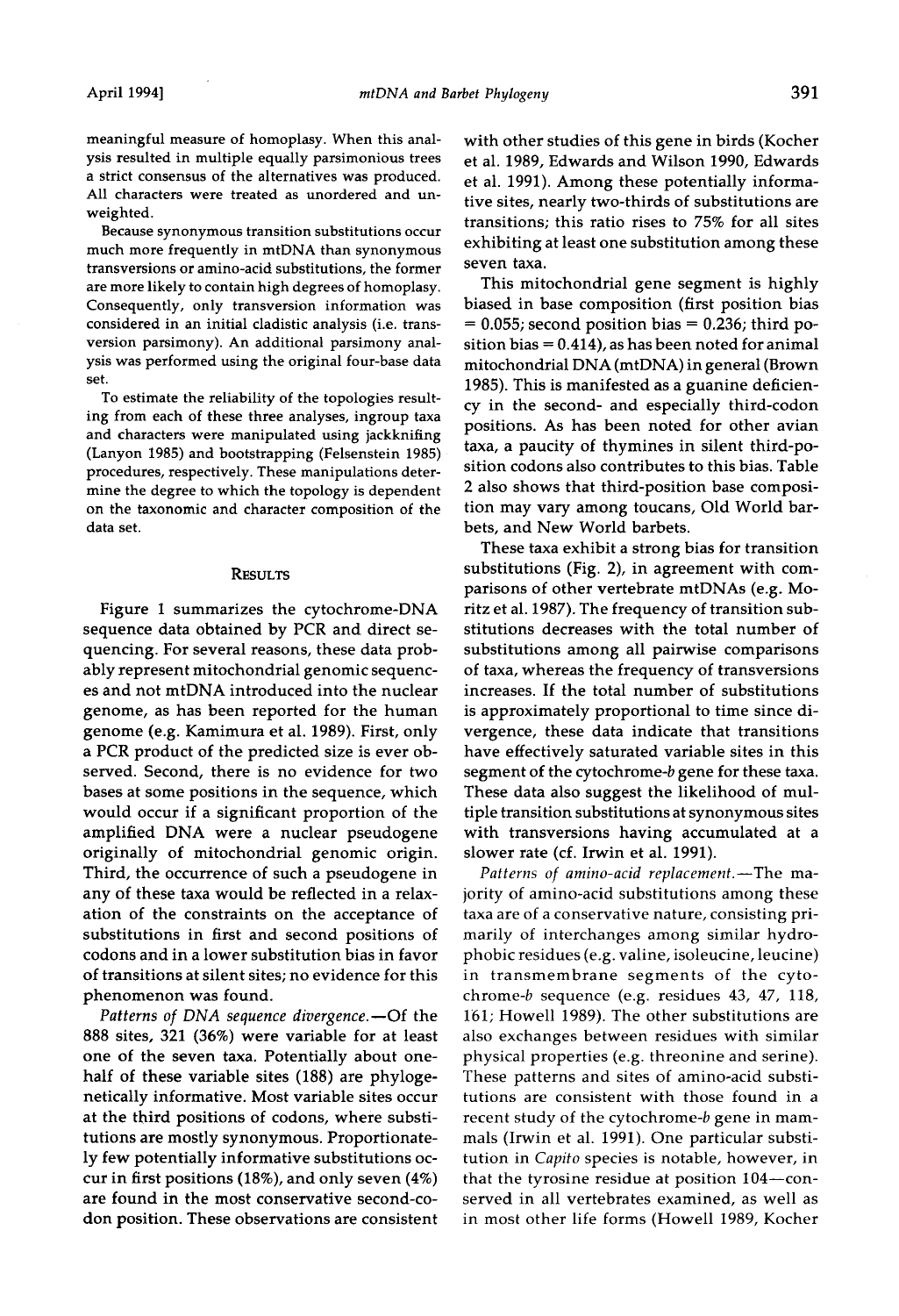meaningful measure of homoplasy. When this analysis resulted in multiple equally parsimonious trees a strict consensus of the alternatives was produced. All characters were treated as unordered and unweighted.

Because synonymous transition substitutions occur much more frequently in mtDNA than synonymous transversions or amino-acid substitutions, the former are more likely to contain high degrees of homoplasy. Consequently, only transversion information was considered in an initial cladistic analysis (i.e. transversion parsimony). An additional parsimony analysis was performed using the original four-base data set.

To estimate the reliability of the topologies resulting from each of these three analyses, ingroup taxa and characters were manipulated using jackknifing (Lanyon 1985) and bootstrapping (Felsenstein 1985) procedures, respectively. These manipulations determine the degree to which the topology is dependent on the taxonomic and character composition of the data set.

## Results

Figure 1 summarizes the cytochrome-DNA sequence data obtained by PCR and direct sequencing. For several reasons, these data probably represent mitochondrial genomic sequences and not mtDNA introduced into the nuclear genome, as has been reported for the human genome (e.g. Kamimura et al. 1989). First, only a PCR product of the predicted size is ever observed. Second, there is no evidence for two bases at some positions in the sequence, which would occur if a significant proportion of the amplified DNA were a nuclear pseudogene originally of mitochondrial genomic origin. Third, the occurrence of such a pseudogene in any of these taxa would be reflected in a relaxation of the constraints on the acceptance of substitutions in first and second positions of codons and in a lower substitution bias in favor of transitions at silent sites; no evidence for this phenomenon was found.

*Patterns of DNA sequence divergence.*—Of the 888 sites, 321 (36%) were variable for at least one of the seven taxa. Potentially about one-half of these variable sites (188) are phylogenetically informative. Most variable sites occur at the third positions of codons, where substitutions are mostly synonymous. Proportionately few potentially informative substitutions occur in first positions (18%), and only seven (4%) are found in the most conservative second-codon position. These observations are consistent with other studies of this gene in birds (Kocher et al. 1989, Edwards and Wilson 1990, Edwards et al. 1991). Among these potentially informative sites, nearly two-thirds of substitutions are transitions; this ratio rises to 75% for all sites exhibiting at least one substitution among these seven taxa.

This mitochondrial gene segment is highly biased in base composition (first position bias = 0.055; second position bias = 0.236; third position bias = 0.414), as has been noted for animal mitochondrial DNA (mtDNA) in general (Brown 1985). This is manifested as a guanine deficiency in the second- and especially third-codon positions. As has been noted for other avian taxa, a paucity of thymines in silent third-position codons also contributes to this bias. Table 2 also shows that third-position base composition may vary among toucans, Old World barbets, and New World barbets.

These taxa exhibit a strong bias for transition substitutions (Fig. 2), in agreement with comparisons of other vertebrate mtDNAs (e.g. Moritz et al. 1987). The frequency of transition substitutions decreases with the total number of substitutions among all pairwise comparisons of taxa, whereas the frequency of transversions increases. If the total number of substitutions is approximately proportional to time since divergence, these data indicate that transitions have effectively saturated variable sites in this segment of the cytochrome-*b* gene for these taxa. These data also suggest the likelihood of multiple transition substitutions at synonymous sites with transversions having accumulated at a slower rate (cf. Irwin et al. 1991).

*Patterns of amino-acid replacement.*—The majority of amino-acid substitutions among these taxa are of a conservative nature, consisting primarily of interchanges among similar hydrophobic residues (e.g. valine, isoleucine, leucine) in transmembrane segments of the cytochrome-*b* sequence (e.g. residues 43, 47, 118, 161; Howell 1989). The other substitutions are also exchanges between residues with similar physical properties (e.g. threonine and serine). These patterns and sites of amino-acid substitutions are consistent with those found in a recent study of the cytochrome-*b* gene in mammals (Irwin et al. 1991). One particular substitution in *Capito* species is notable, however, in that the tyrosine residue at position 104—conserved in all vertebrates examined, as well as in most other life forms (Howell 1989, Kocher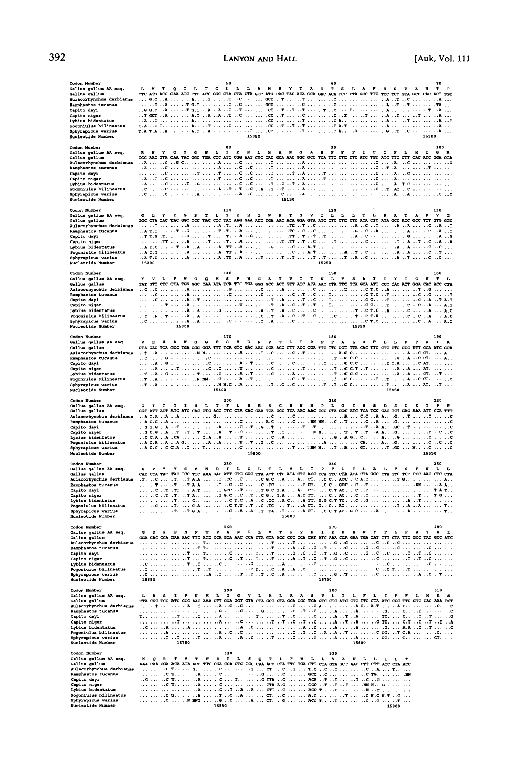```
Codon Number                                          50                                      60                                      70
Gallus gallus AA seq.   L   M   T   Q   I   L   T   G   L   L   L   A   M   H   Y   T   A   D   T   S   L   A   F   S   S   V   A   H   T   C
Gallus gallus          CTC ATG ACC CAA ATC CTC ACC GGC CTA CTA CTA GCC ATG CAC TAC ACA GCA GAC ACA TCC CTA GCC TTC TCC TCC GTA GCC CAC ACT TGC
Aulacorhynchus derbianus ... G.C ..A ... ... A.. ..T ... ..C ..C ... ... GCC ..T ... ..T ... ... ..C ... ... ... ... ..A ..T ..C ... ... ..A ...
Ramphastos tucanus     ... ..C ..A ... ..T G.T ... ... ..C ..C ... ... GCC ... ... ..C ... ... ..C ... ... ... ... ..A ..T ..T ..C ... ..TA ...
Capito dayi            ..G G.C ..A ... ..T G.T ..A ..A ..C ..T ... ... ..CT ..T ..T ..T ... ..T ..C ... T.. ... ... ... ..A ... ... ... ..T ..A ...
Capito niger           ..T GCT ..A ... ... A.T ..A ..A ..T ..C ... ... ..CC ... ..T ... ... ..C ..T ... ..T ... ..A ..T ... ..T ... ..A ...
Lybius bidentatus      ..A ..C ... ... ... ... ... ... ... ... ... ... ..CC ... ... ..T ... ... ..C A.. ... ... ... ..A ... ..T ... ... ..A ..T
Pogoniulus bilineatus  T.A ..C T.. ... ... A.. ..T ... ..C ... ... ... ..CC ..T ..T ..T ... ... ..T A.T ... ... ... ..A ... ..A ... ... ..A ...
Sphyrapicus varius     T.A T.A ..A ... ... A.T ..A ... ... ... ..T ... ..CC ... ... ..T ... ... ..C A.. ... ..G ... ... ..G ..T ..C ... ... ..A ...
Nucleotide Number                                                 15050                                                         15100

Codon Number                                          80                                      90                                      100
Gallus gallus AA seq.   R   N   V   Q   Y   G   W   L   I   R   N   L   H   A   N   G   A   S   F   F   F   I   C   I   F   L   H   I   G   R
Gallus gallus          CGG AAC GTA CAA TAC GGC TGA CTC ATC CGG AAT CTC CAC GCA AAC GGC GCC TCA TTC TTC TTC ATC TGT ATC TTC CTT CAC ATC GGA CGA
Aulacorhynchus derbianus ..A ... ..C ..G C.. ... ... ..A ... ... ..C ... ..T ... ... ..A ... ... ... ... ... ... ..C ... ..A. ..C ... ... ... ..G
Ramphastos tucanus     ..A ... ..C ... ... ... ... ..A ... ..C ..C ... ..T ... ... ..A ... ... ... ... ... ... ..C ..T ..A. ... ... ..T ... ...
Capito dayi            ... ... ..C ... ... ..T ... ..T ... ..C ..C ... ..T ... ..T ..A ... ..T ... ... ... ... ..C ... ..A. ..C ... ... ... ...
Capito niger           ..A ..T ..C ... ... ... ... ..T ... ..C ..C ... ..T ... ... ..A ... ..T ... ... ... ... ..C ... ..A. ... ... ... ... ...
Lybius bidentatus      ..A ... ..C ... ... ..T ..G ... ... ..C ..C ... ..T ... ... ..A ... ... ... ... ... ... ..C ... ..A. ... ... ... ... ...
Pogoniulus bilineatus  ..C ... ..C ... ... ... ... ..A ..T ..T ..C ..A ..T ..T ... ..A ... ... ... ... ... ... ..C ..T ..AT ..C ... ... ... ...
Sphyrapicus varius     ..C ... ..C ... ... ..A ... ... ... ..A ..C ... ... ..C ... ..A ... ... ... ... ... ... ..A. ... ..A. ..A ... ... ..C ..C
Nucleotide Number                                                 15150

Codon Number                                          110                                     120                                     130
Gallus gallus AA seq.   G   L   Y   Y   G   S   Y   L   Y   K   E   T   W   N   T   G   V   I   L   L   L   T   L   M   A   T   A   F   V   G
Gallus gallus          GGC CTA TAC TAC GGC TCC TAC CTC TAC AAG GAA ACC TGA AAC ACA GGA GTA ATC CTC CTC CTC ACA CTC ATA GCC ACC GCC TTT GTG GGC
Aulacorhynchus derbianus ... ..T ... ... ..A ... ... ..A ..T ... ..A ... ... ... ..TC ..T ..C ... ... ... ..A ..C ..T ... ..A ... ... ..C ..A ..T
Ramphastos tucanus     ..A T.T ... ..T ..G ... ... ..T ..T ..A ... ... ... ... ..TC ..C ..C ... ... ... ..G ..C ..A ... ..A ... ... ..C ..A ..T
Capito dayi            ..T T.G ..T ... ..A ... ..T ... ..T ..A ..G ... ... ... ..TT ..T ..T ..T ... ... ..A ..C ... ... ... ..G ... ... ..A ..G
Capito niger           ... ... .TT ... ..A ... ..T ... ..T ..A ... ... ... ..T ..TT ..T ..T ..C ... ..T ... ..C ... ... ..T ..A ..T ..C ..A ..A
Lybius bidentatus      ..A T.C ... ..T ..A ..A ... ..A ..TT ..A ... ... ... ..G ... ..C ... A.T ... ... ... ... ... ... ..A ..A ... ..C ..C ...
Pogoniulus bilineatus  ..A T.T ... ... ..A ... ... ..A ..TT ..A ... ... ... ... ..C ..C ... A.T ... ... ..A ..T ..A ..C ... ..A ..A ... ..C ..T
Sphyrapicus varius     ..A T.C ... ... ..A ... ... ..A ..TT ..A ... ..T ... ..T ..T ... ..T ..T ... ..T ..A ..C ... ... ..A ..A ..T ... ..C ..T
Nucleotide Number      15200                                                                 15250

Codon Number                                          140                                     150                                     160
Gallus gallus AA seq.   Y   V   L   P   W   G   Q   M   S   F   W   G   A   T   V   I   T   N   L   F   S   A   I   P   Y   I   G   H   T   L
Gallus gallus          TAT GTT CTC CCA TGG GGC CAA ATA TCA TTC TGA GGG GCC ACC GTT ATC ACA AAC CTA TTC TCA GCA ATT CCC TAC ATT GGA CAC ACC CTA
Aulacorhynchus derbianus ..C ..C ... ... ..A ... ... ..G ... ... ... ..A ..C ... ..A ... ..C ... ... ..T ... ..C T.C ..A ... ... ..T ..G ... ...
Ramphastos tucanus     ... ..C ... ... ..A ... ... ... ... ... ... ..A ..C ... ..C ..T ..C T.. ... ... ..C T.C ..T ..A ... ... ..T ..G ... ..T
Capito dayi            ... ..C ... ... ..A ..T ... ... ... ... ... ..A ... ..T ..A ..T ..C ..T T.. ... ... ..C ... ..T ... ... ..C ..A ..T A.T
Capito niger           ... ... ..T ... ..A ... ... ... ... ..T ... ..T ..A ..C ..T ..T ..C T.. ... ... ..C C.. ..T ... ..C ..C ..A ... A.T
Lybius bidentatus      ... ..C ... ... ..A ..A ... ..G ... ... ... ..A ..T ..A ..C ..T ..C ... ... ... ..T ..C T.C ..A ... ... ..C ..A ... A.C
Pogoniulus bilineatus  ..C ..N ..T ... ..A ..A ... ... ... ... ... ..C ..T ..A ..C ..T ..C ... ..C ... ..T ..C T.N ... ... ... ..C ..A ... A.C
Sphyrapicus varius     ..C ... ... ... ..A ..A ... ... ..C ... ... ..C ..A ... ..C ... ... ... ... ... ..C T.C ... ... ... ... ..C ..A ... A.T
Nucleotide Number                          15300                                                                 15350

Codon Number                                          170                                     180                                     190
Gallus gallus AA seq.   V   E   W   A   W   G   G   F   S   V   D   N   P   T   L   T   R   F   F   A   L   H   F   L   L   P   F   A   I   A
Gallus gallus          GTA GAG TGA GCC TGA GGC GGA TTT TCA GTC GAC AAC CCA ACC CTT ACC CGA TTC TTC GCT TTA CAC TTC CTC CTC CCT TTT GCA ATC GCA
Aulacorhynchus derbianus ..T ..A ... ... ... ..N N.. ... ... ..A ... ..T ..C ... ..C ..T ... ... ... A.C C.. ... ... ... ... ..A ..C CT. ... A..
Ramphastos tucanus     ..C ... ..G ... ... ... ..C ... ... ... ... ... ... ... ... ... ... ... ..T ..C C.C ... ... ... ... ..G ..A ..C CT. ... A..
Capito dayi            ... ..A ..G ... ... ... ..C ... ... ..A ..T ... ..C ... ... ... ..T ... ... ..C C.C ... ... ... ..T T.A. ... ..C AT. ... ...
Capito niger           ... ..A ... ..T ... ... ..C ..C ... ..T ... ..C ... ... ..T ... ... ... ..T ..C C.T ..T ... ... ... ..A ..A ... AT. ... ...
Lybius bidentatus      ..T ..A ..G ... ... ... ..C ... ... ..A ..T ... ..C ... ..A ... ... ... ..T ..C C.C ... ... ... ..A ... ..A ... CT. ..T ...
Pogoniulus bilineatus  ..T ..A ... ... ... ..N NN. ..C ... ..A ..T ... ..C ... ... ... ..T ... ..T ..C C.. ... ... ..T ... ..A ..A ..C CT. ... ..C
Sphyrapicus varius     ..T ..A ... ... ... ... ..N N.C ..A ... ... ..T ..G ..C ... ..T ... ..T ..C C.. ... ... ... ..T ... ..A ... AT. ..T ...
Nucleotide Number                                   15400                                                                 15450

Codon Number                                          200                                     210                                     220
Gallus gallus AA seq.   G   I   T   I   I   H   L   T   F   L   H   E   S   G   S   N   N   P   L   G   I   S   S   D   S   D   K   I   P   F
Gallus gallus          GGT ATT ACT ATC ATC CAC CTC ACC TTC CTA CAC GAA TCA GGC TCA AAC AAC CCC CTA GGC ATC TCA TCC GAC TCT GAC AAA ATT CCA TTT
Aulacorhynchus derbianus ..A T.A ..A ..A ... ... ... G.. ... ... ... ..C ... ..C ... ... ... ... ..A ... C.C ..A A.. ..G. ..T ... ..C ... ..C
Ramphastos tucanus     ..A C.G ..A ... ... ... ... ... ... ... ..C ... ... A.C ... ... .NN NN. ..C ..T ... ..C ..A ... ..G. ... ... ... ... ..C
Capito dayi            ..G T.G ..A ..T ... ... ... ..A ... ..C ..T ..G ..T ... ... ..T ..T ... ... ... ... ..T ..A ..A ..GC ..T ... ... ... ..C
Capito niger           ..G C.G ..A ..T ..T ..T ... ..A ..T ..C ... ..T ... ..T ... ..T ... ..N N. ... ..T ..T ..T ..A ..A.. ..G. ... ... ... ..C
Lybius bidentatus      ..C C.A ..A ..CA ... ... T.A ..A ... ..C ... ..C ..A ... ... ... ... ... ..G ..A G. ..C ..A ... ..G ... ... ..C ..C ..C
Pogoniulus bilineatus  ..A C.A ..A ..A G. ... ... ..A ..A ... ..T ..T ..G ..C ... ... ... ... ..A ... ... ..CA. ... ..A. ..G. ..G ... ..C ..C ..C
Sphyrapicus varius     ..A C.C ..C C.A ..T ... T.. ... ... ... ..C ... ... ... ... ... ..T ... .NN N. ..T ..A ... GT. ... ..T .GC ... N.. ..C ..C
Nucleotide Number                                                 15500                                                         15550

Codon Number                                          230                                     240                                     250
Gallus gallus AA seq.   H   P   Y   Y   S   F   K   D   I   L   G   L   T   L   M   L   T   P   F   L   T   L   A   L   F   S   P   N   L   L
Gallus gallus          CAC CCA TAC TAC TCC TTC AAA GAC ATT CTG GGC TTA ACT CTC ATA CTC ACC CCA TTC CTA ACA CTA GCC CTA TTC TCC CCC AAC CTC CTA
Aulacorhynchus derbianus .T. ..C ... ..T ..T A.A ... ..T ..CC ..C ... ..C G.C ..A ... A.. CT. ..C C.. ACC ..C A.C ... ... ..T G. ... ... ... A..
Ramphastos tucanus     ... ..T ... ..T ..T A.A ... ..T GCC ..C ... ..C ..TC ... ... ..T CT. ..C C.. GCC ..C ..T ... ... ... ... .NN ... ..A A..
Capito dayi            ... ..C ..T ..TT ... A.T ... ..T GCC ..T ... ..T G.C T.A ... A.. CT. ... C.T AC. ..C ..C ... ... ... ... ... ... T.A T.
Capito niger           ... ..C ..T ..T ... T.A. ... ..T G.C ..C ..T ..C G.. T.A ... A.T TT. ... C.. AC. ..C ..C ... ... ... ... ..T ... T.G ...
Lybius bidentatus      ... ... ..T ... C.. ... ... ... ..C T.C ..A ..C ..TC ..A C. ..A TT. G.G C.T TC. ..C ..G ... ... ... ..A ..T ... ... ...
Pogoniulus bilineatus  ... ..C ... ..T ... C.A ... ..C ..C T.T ..T ..C ..TC ... T.. ..A TT. G. ..C AC. ... ... ... ... ... ..T ..A ..A ... ... T..
Sphyrapicus varius     ... ... ..T ... ..T G.A ... ... ..C ..A ..A ..T ..TA ..T ... ..A CT. ..C C.T AC. G.C ..A ... ... ... ... ... ... ... T..
Nucleotide Number                                                 15600

Codon Number                                          260                                     270                                     280
Gallus gallus AA seq.   G   D   P   E   N   F   T   P   A   N   P   L   V   T   P   P   H   I   K   P   E   W   Y   F   L   F   A   Y   A   I
Gallus gallus          GGA GAC CCA GAA AAC TTC ACC CCA GCA AAC CCA CTA GTA ACC CCC CCA CAT ATC AAA CCA GAA TGA TAT TTT CTA TTC GCC TAT GCC ATC
Aulacorhynchus derbianus ... ... ... ... ... T.. ... ... ... ... ... ... ... ..T ... ... ... ... ..G ..C ... ... ... ..C ..C ..C ... ... ... ...
Ramphastos tucanus     ... ... ... ... ... ..T T. ... ... ... ... ... ... ..T ... ..A ..C ..C ..T ..C ... ..G ..C ... ..C ... ... ... ..C ...
Capito dayi            ... ... ... ... ..T ..T ... ... ..C ... ... T.. ... ..T ... ..G ..C ..T ..G ..C ... ..G ..C ..C ... ..C ... ..T ..T ..C
Capito niger           ... ... ... ... ..T ..T ... ... ..C ..T ... T.. ..T ... ..A ..T ..C ..T ..G ..C ... ... ..C ... ... ..C ... ..T ..T ..C
Lybius bidentatus      ..C ... ... ... ..T ..T ... ..C ... ... ... ..G ... ... ..A ... ... ..C ... ... ... ... ... ... ... ..C ... ... ..C ...
Pogoniulus bilineatus  ..T ... ... ... ... ..T ..T ... ... ... ... ..C ..T ... ..C ..A ..A ..C ... ... ... ... ... ... ... ..C ..C ..T ... ..T ..
Sphyrapicus varius     ..C ... ... ... ... ..A ..T ... ..T ..C ..T ..C ..T ..A ... ..C ... ... ..G ..T ... ... ... ... ... ..C ... ..A ..C ..T
Nucleotide Number      15650                                                                 15700

Codon Number                                          290                                     300                                     310
Gallus gallus AA seq.   L   R   S   I   P   N   K   L   G   G   V   L   A   L   A   A   S   V   L   I   L   F   L   I   P   F   L   H   K   S
Gallus gallus          CTA CGC TCC ATC CCC AAC AAA CTT GGA GGT GTA CTA GCC CTA GCA GCC TCA GTC CTC ATC CTC TTC CTA ATC CCC TTC CTC CAC AAA TCT
Aulacorhynchus derbianus ... ..T ... ... ..A ..T ... ..A ..C ..C ... ... ... ... ..C ... ..C A. ... ... ..A C.. A.T ... ..A C. ... ... ..C ..C
Ramphastos tucanus     ... ... ... ... ... ... ... ..G ... ..C ... ..G ... ... ..C ... ..T ..C ... ..A ... ..A ... ... ..G. ..C ... ..T ... ..C
Capito dayi            T.. ... ..T ... ..T ... ..A ... ..A ... ... ... ... ... ..C ... ..A ..T ..A ... ..A ... ... ... TC. ... ... ..T ..T ..G
Capito niger           ... ... ..T ... ... ... ..A ... ..A ..C ... ... ... ..T ..T ..C ..T ..C ... ..A ..T ..A ... ..G TC. ... C.T ..T ..T ..A
Lybius bidentatus      ..C ... ..A ... ..A ... ... ... ... ... ..A ..C ... ... ... ... ..A ..C ... ..A ... ..A ... ... ..G. ... A.A ..T ..T ..C
Pogoniulus bilineatus  ... ... ..A ... ... ... ..A ..C ..C ... ... ... ... ... ... ..C ..T ..C ..A ..A ..T ... ... ..C GC ... ..T C.A ... ..C ...
Sphyrapicus varius     ... ... ..T ..T ... ..T ... ..A ..A ... ..A ..C ... ..T ... ... ..C ... ..A ... ..A ... ... GC. ... C. ... ... GT. ...
Nucleotide Number                      15750                                                                 15800

Codon Number                                          320                                     330
Gallus gallus AA seq.   K   Q   R   T   M   T   F   R   P   L   S   Q   T   L   F   W   L   L   V   A   N   L   L   I   L   T
Gallus gallus          AAA CAA CGA ACA ATA ACC TTC CGA CCA CTC TCC CAA ACC CTA TTC TGA CTT CTA GTA GCC AAC CTT CTT ATC CTA ACC
Aulacorhynchus derbianus ... ... ..C T. ... G. ... ..C ... ... ... ..T ... CT. ..C ..T ... T.C ..C ..C ... ... ..C ..A ..T ... ...
Ramphastos tucanus     ... ... ..C T. ... ..A ... ..C ... ... ... ..G ... ... ..C ... ... GCC ..C ... ... ... ..C TG. ... ... .NN
Capito dayi            ..G ... ..C T. ... ..A ... ..C ... T.. ... ..G TTA ..C ... ... ... ACA ..T ..T ... ..T ..C ..T ..C ...
Capito niger           ... ... ..C T. ... ..A ... ..C ... ... ... ... TTA A.C ... ... ... GCC ..T ..T ..T ... .NN N.. G. ... ...
Lybius bidentatus      ... ... ... ... ... ..A ... ..C ..T ..A ..A ... CTT ..C ... ... ... ACC T.. ..C ... ... ... ..N ..C ...
Pogoniulus bilineatus  ... ... ..C G. ... ..A ... ..T ..C ..A ... ... CT. ..C ... ... ... A.C ... ... ..T ... ..C N.C N.T ..C ...
Sphyrapicus varius     ... ... ..C ... ..N NNG ... ..G ..C ... ..A ... CT. ..G ... ... ... ACC T.. ..T ... ... ..C ..C ... ..T ...
Nucleotide Number                                   15850                                                                 15900
```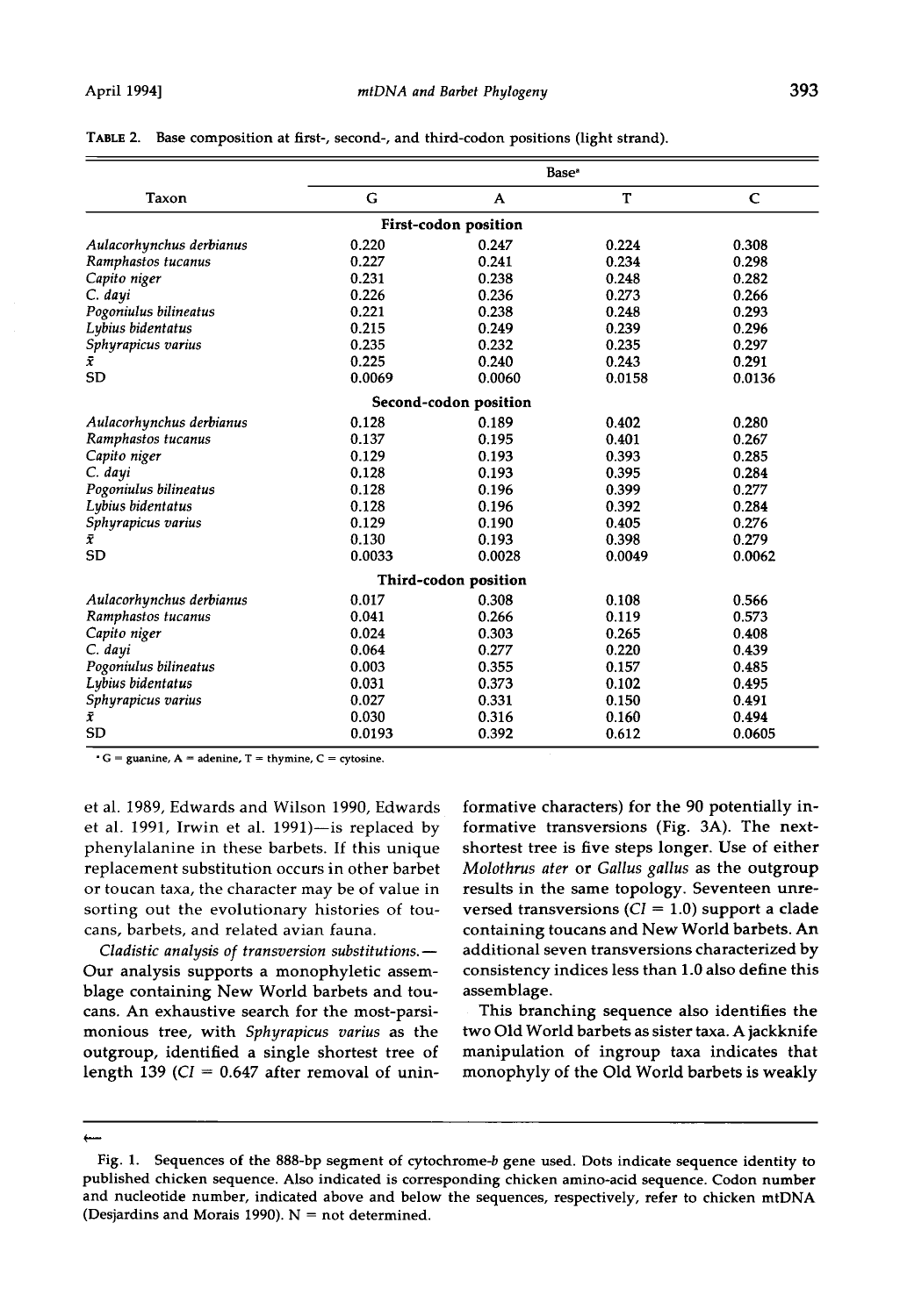TABLE 2. Base composition at first-, second-, and third-codon positions (light strand).

| Taxon | Base[a] | | | |
|---|---|---|---|---|
| | G | A | T | C |
| **First-codon position** | | | | |
| *Aulacorhynchus derbianus* | 0.220 | 0.247 | 0.224 | 0.308 |
| *Ramphastos tucanus* | 0.227 | 0.241 | 0.234 | 0.298 |
| *Capito niger* | 0.231 | 0.238 | 0.248 | 0.282 |
| *C. dayi* | 0.226 | 0.236 | 0.273 | 0.266 |
| *Pogoniulus bilineatus* | 0.221 | 0.238 | 0.248 | 0.293 |
| *Lybius bidentatus* | 0.215 | 0.249 | 0.239 | 0.296 |
| *Sphyrapicus varius* | 0.235 | 0.232 | 0.235 | 0.297 |
| $\bar{x}$ | 0.225 | 0.240 | 0.243 | 0.291 |
| SD | 0.0069 | 0.0060 | 0.0158 | 0.0136 |
| **Second-codon position** | | | | |
| *Aulacorhynchus derbianus* | 0.128 | 0.189 | 0.402 | 0.280 |
| *Ramphastos tucanus* | 0.137 | 0.195 | 0.401 | 0.267 |
| *Capito niger* | 0.129 | 0.193 | 0.393 | 0.285 |
| *C. dayi* | 0.128 | 0.193 | 0.395 | 0.284 |
| *Pogoniulus bilineatus* | 0.128 | 0.196 | 0.399 | 0.277 |
| *Lybius bidentatus* | 0.128 | 0.196 | 0.392 | 0.284 |
| *Sphyrapicus varius* | 0.129 | 0.190 | 0.405 | 0.276 |
| $\bar{x}$ | 0.130 | 0.193 | 0.398 | 0.279 |
| SD | 0.0033 | 0.0028 | 0.0049 | 0.0062 |
| **Third-codon position** | | | | |
| *Aulacorhynchus derbianus* | 0.017 | 0.308 | 0.108 | 0.566 |
| *Ramphastos tucanus* | 0.041 | 0.266 | 0.119 | 0.573 |
| *Capito niger* | 0.024 | 0.303 | 0.265 | 0.408 |
| *C. dayi* | 0.064 | 0.277 | 0.220 | 0.439 |
| *Pogoniulus bilineatus* | 0.003 | 0.355 | 0.157 | 0.485 |
| *Lybius bidentatus* | 0.031 | 0.373 | 0.102 | 0.495 |
| *Sphyrapicus varius* | 0.027 | 0.331 | 0.150 | 0.491 |
| $\bar{x}$ | 0.030 | 0.316 | 0.160 | 0.494 |
| SD | 0.0193 | 0.392 | 0.612 | 0.0605 |

[a] G = guanine, A = adenine, T = thymine, C = cytosine.

et al. 1989, Edwards and Wilson 1990, Edwards et al. 1991, Irwin et al. 1991)—is replaced by phenylalanine in these barbets. If this unique replacement substitution occurs in other barbet or toucan taxa, the character may be of value in sorting out the evolutionary histories of toucans, barbets, and related avian fauna.

*Cladistic analysis of transversion substitutions.*— Our analysis supports a monophyletic assemblage containing New World barbets and toucans. An exhaustive search for the most-parsimonious tree, with *Sphyrapicus varius* as the outgroup, identified a single shortest tree of length 139 ($CI = 0.647$ after removal of uninformative characters) for the 90 potentially informative transversions (Fig. 3A). The next-shortest tree is five steps longer. Use of either *Molothrus ater* or *Gallus gallus* as the outgroup results in the same topology. Seventeen unreversed transversions ($CI = 1.0$) support a clade containing toucans and New World barbets. An additional seven transversions characterized by consistency indices less than 1.0 also define this assemblage.

This branching sequence also identifies the two Old World barbets as sister taxa. A jackknife manipulation of ingroup taxa indicates that monophyly of the Old World barbets is weakly

Fig. 1. Sequences of the 888-bp segment of cytochrome-*b* gene used. Dots indicate sequence identity to published chicken sequence. Also indicated is corresponding chicken amino-acid sequence. Codon number and nucleotide number, indicated above and below the sequences, respectively, refer to chicken mtDNA (Desjardins and Morais 1990). N = not determined.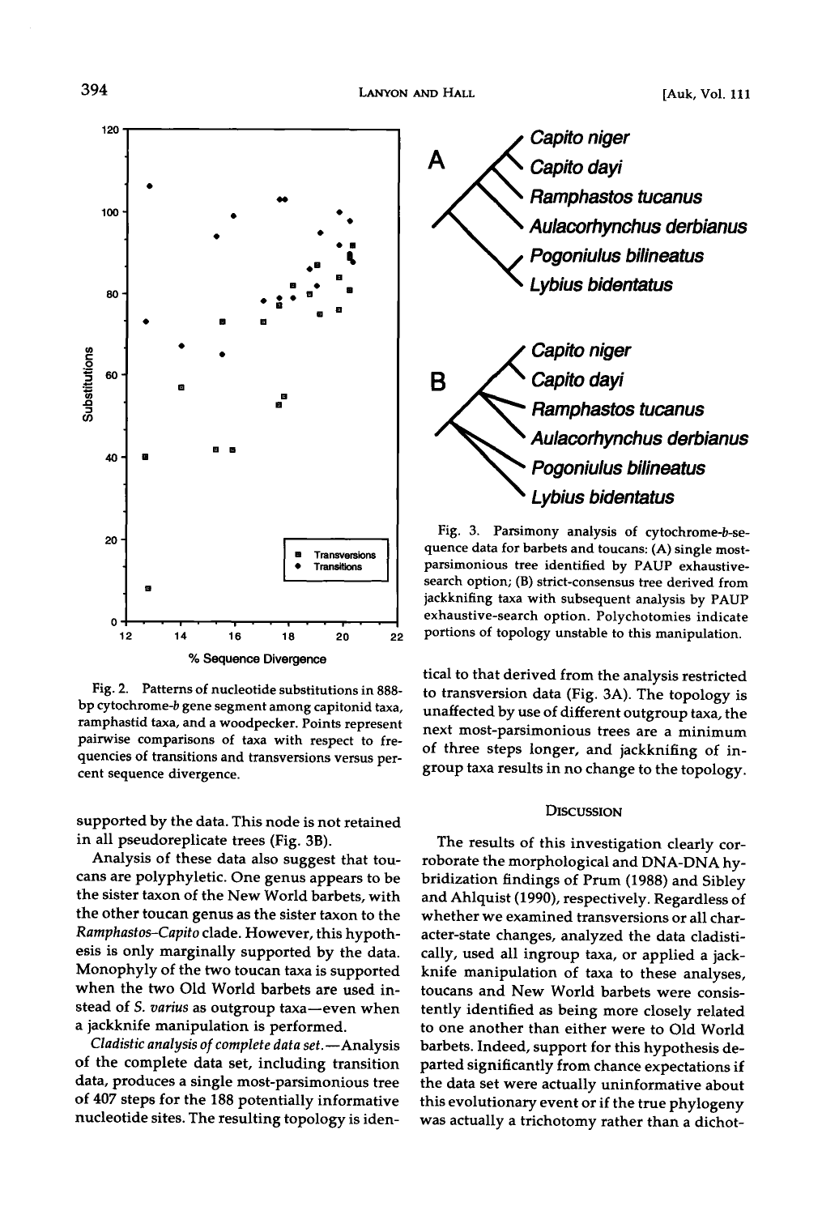Fig. 2. Patterns of nucleotide substitutions in 888-bp cytochrome-*b* gene segment among capitonid taxa, ramphastid taxa, and a woodpecker. Points represent pairwise comparisons of taxa with respect to frequencies of transitions and transversions versus percent sequence divergence.

Fig. 3. Parsimony analysis of cytochrome-*b*-sequence data for barbets and toucans: (A) single most-parsimonious tree identified by PAUP exhaustive-search option; (B) strict-consensus tree derived from jackknifing taxa with subsequent analysis by PAUP exhaustive-search option. Polychotomies indicate portions of topology unstable to this manipulation.

supported by the data. This node is not retained in all pseudoreplicate trees (Fig. 3B).

Analysis of these data also suggest that toucans are polyphyletic. One genus appears to be the sister taxon of the New World barbets, with the other toucan genus as the sister taxon to the *Ramphastos*-*Capito* clade. However, this hypothesis is only marginally supported by the data. Monophyly of the two toucan taxa is supported when the two Old World barbets are used instead of *S. varius* as outgroup taxa—even when a jackknife manipulation is performed.

*Cladistic analysis of complete data set.*—Analysis of the complete data set, including transition data, produces a single most-parsimonious tree of 407 steps for the 188 potentially informative nucleotide sites. The resulting topology is identical to that derived from the analysis restricted to transversion data (Fig. 3A). The topology is unaffected by use of different outgroup taxa, the next most-parsimonious trees are a minimum of three steps longer, and jackknifing of ingroup taxa results in no change to the topology.

## Discussion

The results of this investigation clearly corroborate the morphological and DNA-DNA hybridization findings of Prum (1988) and Sibley and Ahlquist (1990), respectively. Regardless of whether we examined transversions or all character-state changes, analyzed the data cladistically, used all ingroup taxa, or applied a jackknife manipulation of taxa to these analyses, toucans and New World barbets were consistently identified as being more closely related to one another than either were to Old World barbets. Indeed, support for this hypothesis departed significantly from chance expectations if the data set were actually uninformative about this evolutionary event or if the true phylogeny was actually a trichotomy rather than a dichot-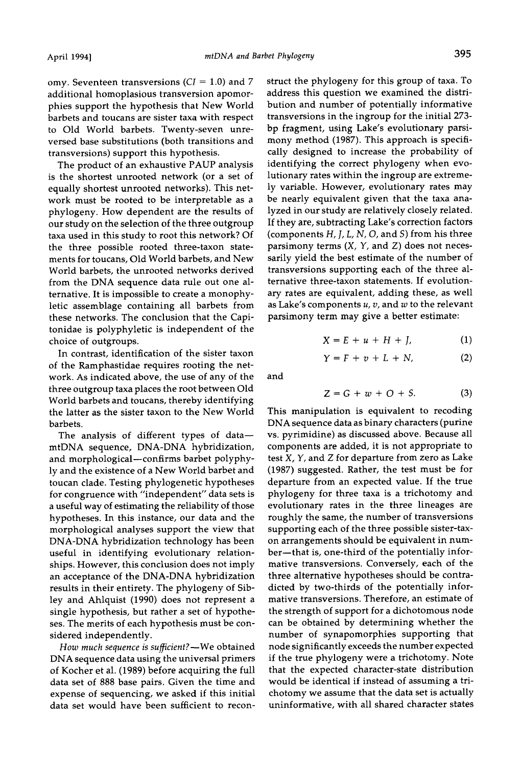omy. Seventeen transversions ($CI = 1.0$) and 7 additional homoplasious transversion apomorphies support the hypothesis that New World barbets and toucans are sister taxa with respect to Old World barbets. Twenty-seven unreversed base substitutions (both transitions and transversions) support this hypothesis.

The product of an exhaustive PAUP analysis is the shortest unrooted network (or a set of equally shortest unrooted networks). This network must be rooted to be interpretable as a phylogeny. How dependent are the results of our study on the selection of the three outgroup taxa used in this study to root this network? Of the three possible rooted three-taxon statements for toucans, Old World barbets, and New World barbets, the unrooted networks derived from the DNA sequence data rule out one alternative. It is impossible to create a monophyletic assemblage containing all barbets from these networks. The conclusion that the Capitonidae is polyphyletic is independent of the choice of outgroups.

In contrast, identification of the sister taxon of the Ramphastidae requires rooting the network. As indicated above, the use of any of the three outgroup taxa places the root between Old World barbets and toucans, thereby identifying the latter as the sister taxon to the New World barbets.

The analysis of different types of data—mtDNA sequence, DNA-DNA hybridization, and morphological—confirms barbet polyphyly and the existence of a New World barbet and toucan clade. Testing phylogenetic hypotheses for congruence with "independent" data sets is a useful way of estimating the reliability of those hypotheses. In this instance, our data and the morphological analyses support the view that DNA-DNA hybridization technology has been useful in identifying evolutionary relationships. However, this conclusion does not imply an acceptance of the DNA-DNA hybridization results in their entirety. The phylogeny of Sibley and Ahlquist (1990) does not represent a single hypothesis, but rather a set of hypotheses. The merits of each hypothesis must be considered independently.

*How much sequence is sufficient?*—We obtained DNA sequence data using the universal primers of Kocher et al. (1989) before acquiring the full data set of 888 base pairs. Given the time and expense of sequencing, we asked if this initial data set would have been sufficient to construct the phylogeny for this group of taxa. To address this question we examined the distribution and number of potentially informative transversions in the ingroup for the initial 273-bp fragment, using Lake's evolutionary parsimony method (1987). This approach is specifically designed to increase the probability of identifying the correct phylogeny when evolutionary rates within the ingroup are extremely variable. However, evolutionary rates may be nearly equivalent given that the taxa analyzed in our study are relatively closely related. If they are, subtracting Lake's correction factors (components $H$, $J$, $L$, $N$, $O$, and $S$) from his three parsimony terms ($X$, $Y$, and $Z$) does not necessarily yield the best estimate of the number of transversions supporting each of the three alternative three-taxon statements. If evolutionary rates are equivalent, adding these, as well as Lake's components $u$, $v$, and $w$ to the relevant parsimony term may give a better estimate:

$$X = E + u + H + J, \quad (1)$$

$$Y = F + v + L + N, \quad (2)$$

and

$$Z = G + w + O + S. \quad (3)$$

This manipulation is equivalent to recoding DNA sequence data as binary characters (purine vs. pyrimidine) as discussed above. Because all components are added, it is not appropriate to test $X$, $Y$, and $Z$ for departure from zero as Lake (1987) suggested. Rather, the test must be for departure from an expected value. If the true phylogeny for three taxa is a trichotomy and evolutionary rates in the three lineages are roughly the same, the number of transversions supporting each of the three possible sister-taxon arrangements should be equivalent in number—that is, one-third of the potentially informative transversions. Conversely, each of the three alternative hypotheses should be contradicted by two-thirds of the potentially informative transversions. Therefore, an estimate of the strength of support for a dichotomous node can be obtained by determining whether the number of synapomorphies supporting that node significantly exceeds the number expected if the true phylogeny were a trichotomy. Note that the expected character-state distribution would be identical if instead of assuming a trichotomy we assume that the data set is actually uninformative, with all shared character states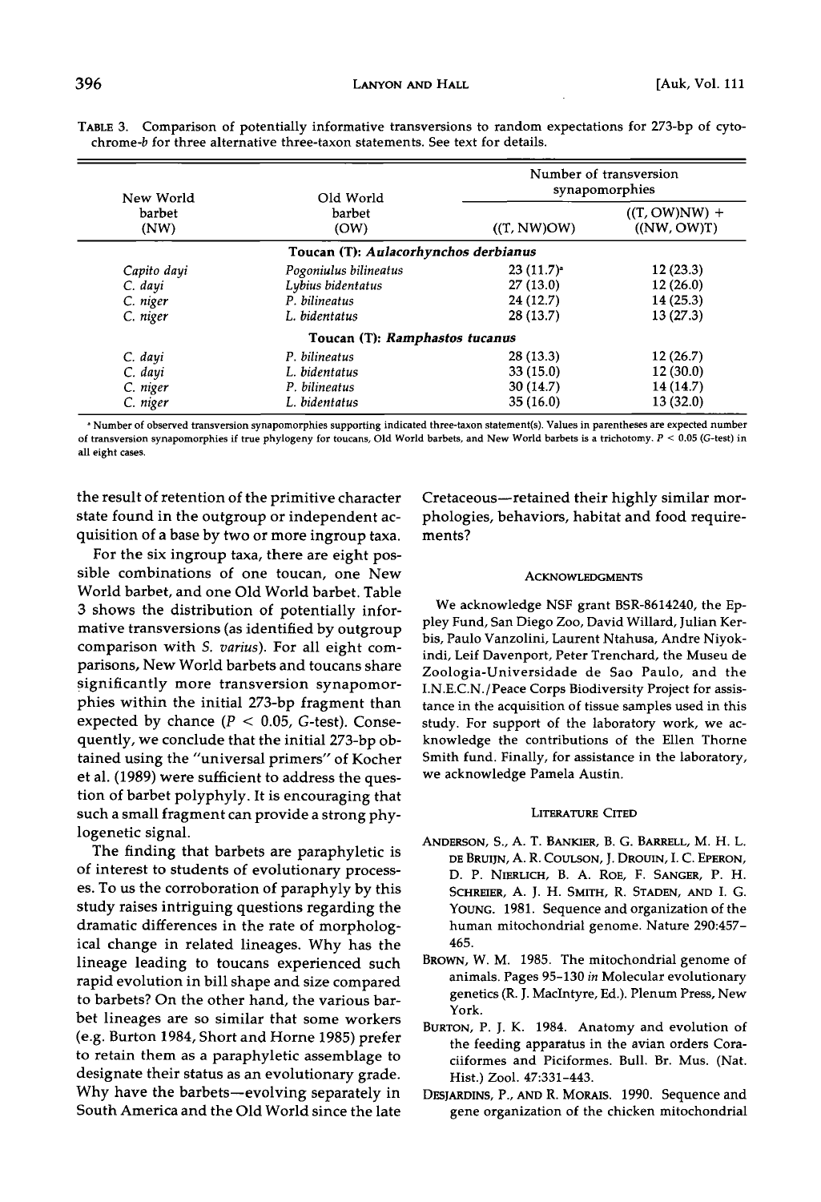TABLE 3. Comparison of potentially informative transversions to random expectations for 273-bp of cytochrome-*b* for three alternative three-taxon statements. See text for details.

| New World barbet (NW) | Old World barbet (OW) | Number of transversion synapomorphies | |
|---|---|---|---|
| | | ((T, NW)OW) | ((T, OW)NW) + ((NW, OW)T) |
| **Toucan (T): *Aulacorhynchos derbianus*** | | | |
| *Capito dayi* | *Pogoniulus bilineatus* | 23 (11.7)[a] | 12 (23.3) |
| *C. dayi* | *Lybius bidentatus* | 27 (13.0) | 12 (26.0) |
| *C. niger* | *P. bilineatus* | 24 (12.7) | 14 (25.3) |
| *C. niger* | *L. bidentatus* | 28 (13.7) | 13 (27.3) |
| **Toucan (T): *Ramphastos tucanus*** | | | |
| *C. dayi* | *P. bilineatus* | 28 (13.3) | 12 (26.7) |
| *C. dayi* | *L. bidentatus* | 33 (15.0) | 12 (30.0) |
| *C. niger* | *P. bilineatus* | 30 (14.7) | 14 (14.7) |
| *C. niger* | *L. bidentatus* | 35 (16.0) | 13 (32.0) |

[a] Number of observed transversion synapomorphies supporting indicated three-taxon statement(s). Values in parentheses are expected number of transversion synapomorphies if true phylogeny for toucans, Old World barbets, and New World barbets is a trichotomy. $P < 0.05$ (G-test) in all eight cases.

the result of retention of the primitive character state found in the outgroup or independent acquisition of a base by two or more ingroup taxa.

For the six ingroup taxa, there are eight possible combinations of one toucan, one New World barbet, and one Old World barbet. Table 3 shows the distribution of potentially informative transversions (as identified by outgroup comparison with *S. varius*). For all eight comparisons, New World barbets and toucans share significantly more transversion synapomorphies within the initial 273-bp fragment than expected by chance ($P < 0.05$, G-test). Consequently, we conclude that the initial 273-bp obtained using the "universal primers" of Kocher et al. (1989) were sufficient to address the question of barbet polyphyly. It is encouraging that such a small fragment can provide a strong phylogenetic signal.

The finding that barbets are paraphyletic is of interest to students of evolutionary processes. To us the corroboration of paraphyly by this study raises intriguing questions regarding the dramatic differences in the rate of morphological change in related lineages. Why has the lineage leading to toucans experienced such rapid evolution in bill shape and size compared to barbets? On the other hand, the various barbet lineages are so similar that some workers (e.g. Burton 1984, Short and Horne 1985) prefer to retain them as a paraphyletic assemblage to designate their status as an evolutionary grade. Why have the barbets—evolving separately in South America and the Old World since the late Cretaceous—retained their highly similar morphologies, behaviors, habitat and food requirements?

## ACKNOWLEDGMENTS

We acknowledge NSF grant BSR-8614240, the Eppley Fund, San Diego Zoo, David Willard, Julian Kerbis, Paulo Vanzolini, Laurent Ntahusa, Andre Niyokindi, Leif Davenport, Peter Trenchard, the Museu de Zoologia-Universidade de Sao Paulo, and the I.N.E.C.N./Peace Corps Biodiversity Project for assistance in the acquisition of tissue samples used in this study. For support of the laboratory work, we acknowledge the contributions of the Ellen Thorne Smith fund. Finally, for assistance in the laboratory, we acknowledge Pamela Austin.

## LITERATURE CITED

ANDERSON, S., A. T. BANKIER, B. G. BARRELL, M. H. L. DE BRUIJN, A. R. COULSON, J. DROUIN, I. C. EPERON, D. P. NIERLICH, B. A. ROE, F. SANGER, P. H. SCHREIER, A. J. H. SMITH, R. STADEN, AND I. G. YOUNG. 1981. Sequence and organization of the human mitochondrial genome. Nature 290:457-465.

BROWN, W. M. 1985. The mitochondrial genome of animals. Pages 95-130 *in* Molecular evolutionary genetics (R. J. MacIntyre, Ed.). Plenum Press, New York.

BURTON, P. J. K. 1984. Anatomy and evolution of the feeding apparatus in the avian orders Coraciiformes and Piciformes. Bull. Br. Mus. (Nat. Hist.) Zool. 47:331-443.

DESJARDINS, P., AND R. MORAIS. 1990. Sequence and gene organization of the chicken mitochondrial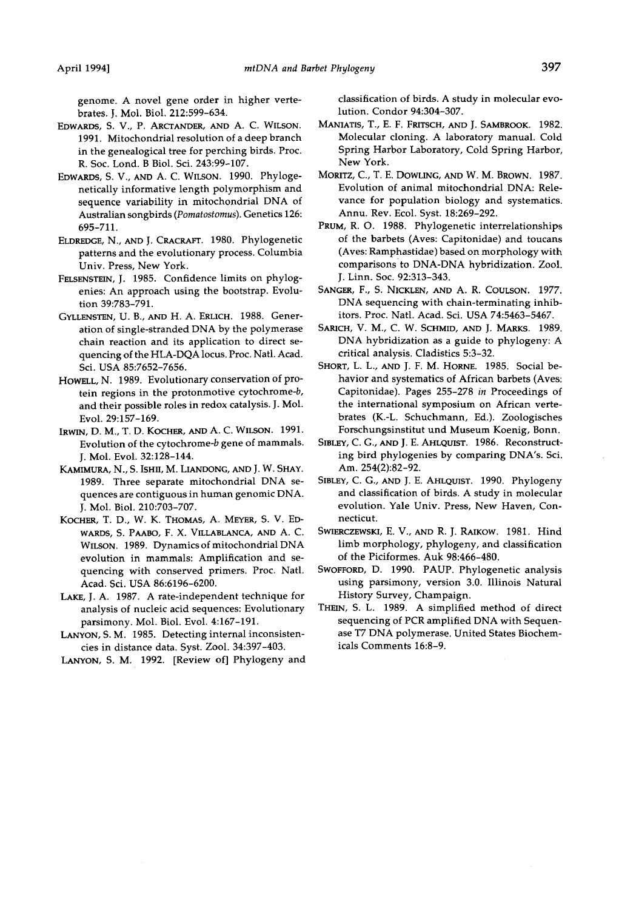genome. A novel gene order in higher vertebrates. J. Mol. Biol. 212:599–634.

EDWARDS, S. V., P. ARCTANDER, AND A. C. WILSON. 1991. Mitochondrial resolution of a deep branch in the genealogical tree for perching birds. Proc. R. Soc. Lond. B Biol. Sci. 243:99–107.

EDWARDS, S. V., AND A. C. WILSON. 1990. Phylogenetically informative length polymorphism and sequence variability in mitochondrial DNA of Australian songbirds (*Pomatostomus*). Genetics 126: 695–711.

ELDREDGE, N., AND J. CRACRAFT. 1980. Phylogenetic patterns and the evolutionary process. Columbia Univ. Press, New York.

FELSENSTEIN, J. 1985. Confidence limits on phylogenies: An approach using the bootstrap. Evolution 39:783–791.

GYLLENSTEN, U. B., AND H. A. ERLICH. 1988. Generation of single-stranded DNA by the polymerase chain reaction and its application to direct sequencing of the HLA-DQA locus. Proc. Natl. Acad. Sci. USA 85:7652–7656.

HOWELL, N. 1989. Evolutionary conservation of protein regions in the protonmotive cytochrome-*b*, and their possible roles in redox catalysis. J. Mol. Evol. 29:157–169.

IRWIN, D. M., T. D. KOCHER, AND A. C. WILSON. 1991. Evolution of the cytochrome-*b* gene of mammals. J. Mol. Evol. 32:128–144.

KAMIMURA, N., S. ISHII, M. LIANDONG, AND J. W. SHAY. 1989. Three separate mitochondrial DNA sequences are contiguous in human genomic DNA. J. Mol. Biol. 210:703–707.

KOCHER, T. D., W. K. THOMAS, A. MEYER, S. V. EDWARDS, S. PAABO, F. X. VILLABLANCA, AND A. C. WILSON. 1989. Dynamics of mitochondrial DNA evolution in mammals: Amplification and sequencing with conserved primers. Proc. Natl. Acad. Sci. USA 86:6196–6200.

LAKE, J. A. 1987. A rate-independent technique for analysis of nucleic acid sequences: Evolutionary parsimony. Mol. Biol. Evol. 4:167–191.

LANYON, S. M. 1985. Detecting internal inconsistencies in distance data. Syst. Zool. 34:397–403.

LANYON, S. M. 1992. [Review of] Phylogeny and classification of birds. A study in molecular evolution. Condor 94:304–307.

MANIATIS, T., E. F. FRITSCH, AND J. SAMBROOK. 1982. Molecular cloning. A laboratory manual. Cold Spring Harbor Laboratory, Cold Spring Harbor, New York.

MORITZ, C., T. E. DOWLING, AND W. M. BROWN. 1987. Evolution of animal mitochondrial DNA: Relevance for population biology and systematics. Annu. Rev. Ecol. Syst. 18:269–292.

PRUM, R. O. 1988. Phylogenetic interrelationships of the barbets (Aves: Capitonidae) and toucans (Aves: Ramphastidae) based on morphology with comparisons to DNA-DNA hybridization. Zool. J. Linn. Soc. 92:313–343.

SANGER, F., S. NICKLEN, AND A. R. COULSON. 1977. DNA sequencing with chain-terminating inhibitors. Proc. Natl. Acad. Sci. USA 74:5463–5467.

SARICH, V. M., C. W. SCHMID, AND J. MARKS. 1989. DNA hybridization as a guide to phylogeny: A critical analysis. Cladistics 5:3–32.

SHORT, L. L., AND J. F. M. HORNE. 1985. Social behavior and systematics of African barbets (Aves: Capitonidae). Pages 255–278 *in* Proceedings of the international symposium on African vertebrates (K.-L. Schuchmann, Ed.). Zoologisches Forschungsinstitut und Museum Koenig, Bonn.

SIBLEY, C. G., AND J. E. AHLQUIST. 1986. Reconstructing bird phylogenies by comparing DNA's. Sci. Am. 254(2):82–92.

SIBLEY, C. G., AND J. E. AHLQUIST. 1990. Phylogeny and classification of birds. A study in molecular evolution. Yale Univ. Press, New Haven, Connecticut.

SWIERCZEWSKI, E. V., AND R. J. RAIKOW. 1981. Hind limb morphology, phylogeny, and classification of the Piciformes. Auk 98:466–480.

SWOFFORD, D. 1990. PAUP. Phylogenetic analysis using parsimony, version 3.0. Illinois Natural History Survey, Champaign.

THEIN, S. L. 1989. A simplified method of direct sequencing of PCR amplified DNA with Sequenase T7 DNA polymerase. United States Biochemicals Comments 16:8–9.